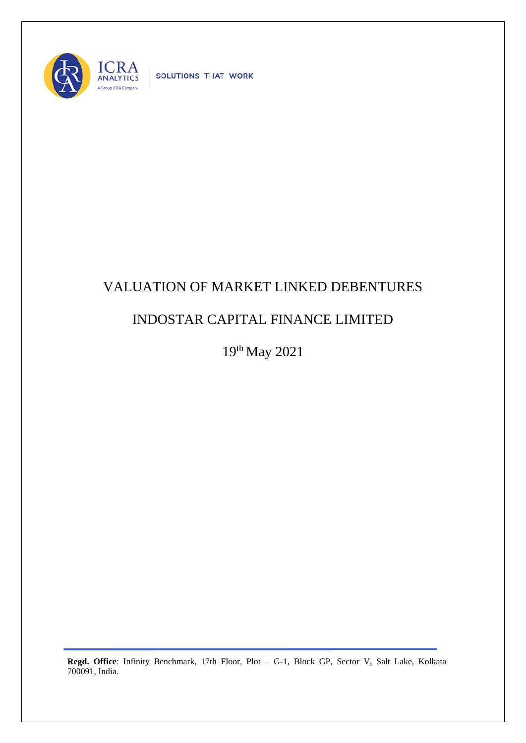ICRA ANALYTICS

A Group ICRA Company

SOLUTIONS THAT WORK

# VALUATION OF MARKET LINKED DEBENTURES

# INDOSTAR CAPITAL FINANCE LIMITED

19th May 2021

**Regd. Office**: Infinity Benchmark, 17th Floor, Plot – G-1, Block GP, Sector V, Salt Lake, Kolkata 700091, India.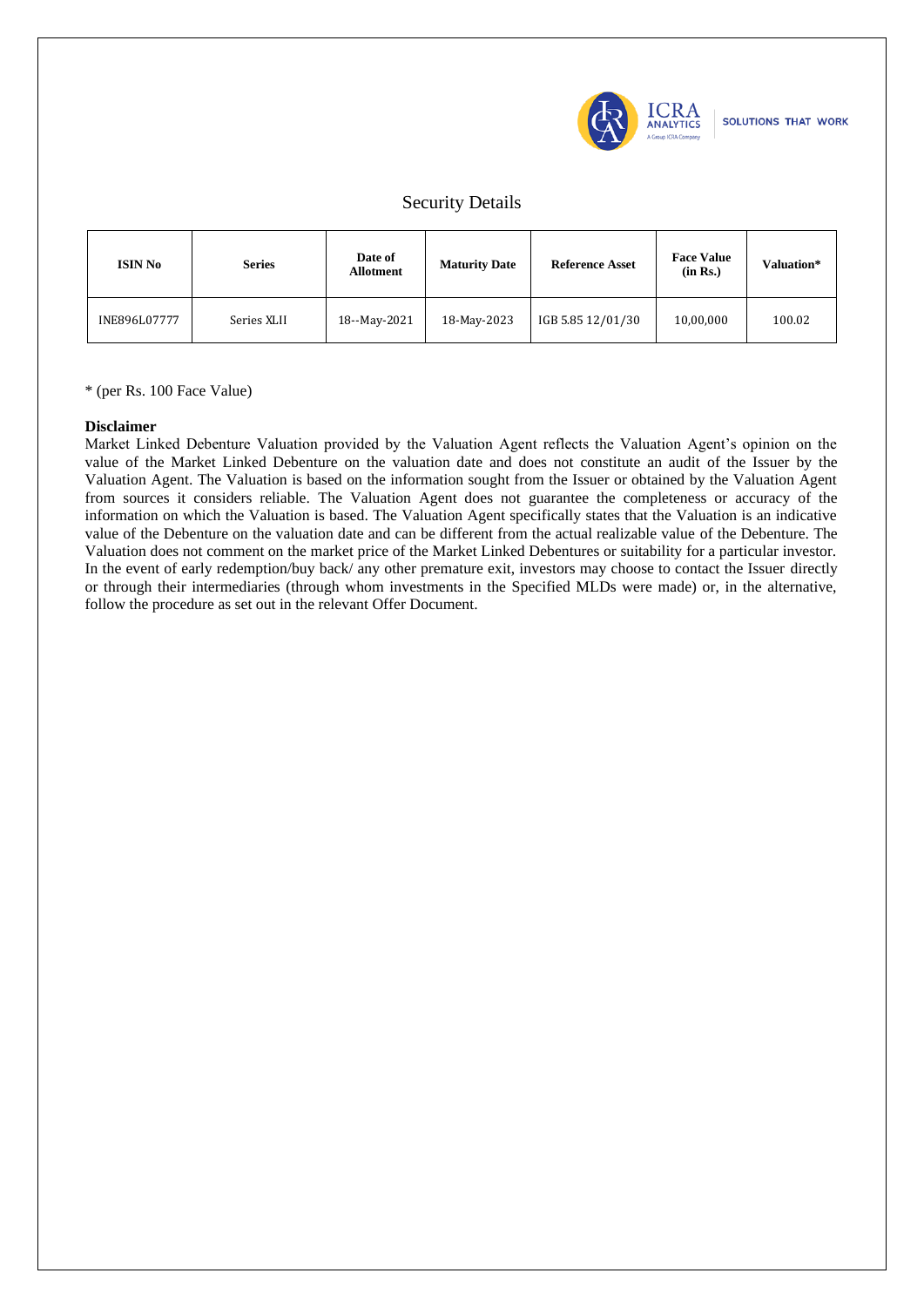## Security Details

| ISIN No | Series | Date of Allotment | Maturity Date | Reference Asset | Face Value (in Rs.) | Valuation* |
|---|---|---|---|---|---|---|
| INE896L07777 | Series XLII | 18--May-2021 | 18-May-2023 | IGB 5.85 12/01/30 | 10,00,000 | 100.02 |

* (per Rs. 100 Face Value)

**Disclaimer**

Market Linked Debenture Valuation provided by the Valuation Agent reflects the Valuation Agent's opinion on the value of the Market Linked Debenture on the valuation date and does not constitute an audit of the Issuer by the Valuation Agent. The Valuation is based on the information sought from the Issuer or obtained by the Valuation Agent from sources it considers reliable. The Valuation Agent does not guarantee the completeness or accuracy of the information on which the Valuation is based. The Valuation Agent specifically states that the Valuation is an indicative value of the Debenture on the valuation date and can be different from the actual realizable value of the Debenture. The Valuation does not comment on the market price of the Market Linked Debentures or suitability for a particular investor. In the event of early redemption/buy back/ any other premature exit, investors may choose to contact the Issuer directly or through their intermediaries (through whom investments in the Specified MLDs were made) or, in the alternative, follow the procedure as set out in the relevant Offer Document.